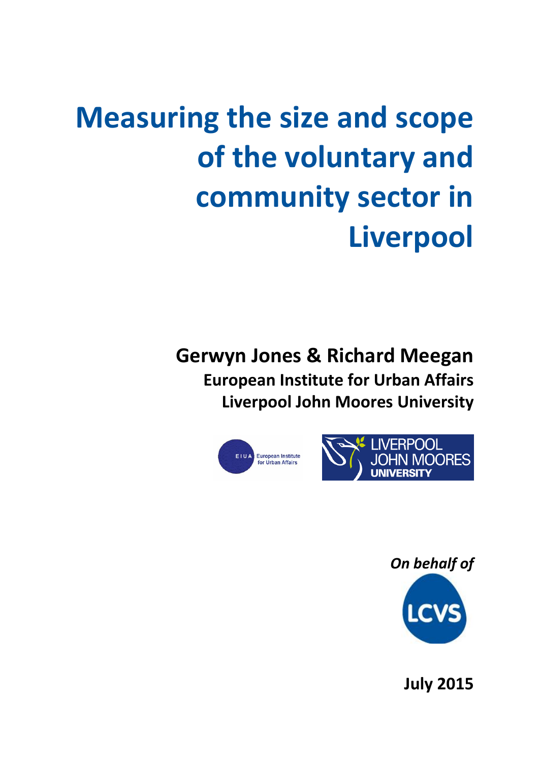# Measuring the size and scope of the voluntary and community sector in Liverpool

**Gerwyn Jones & Richard Meegan**

**European Institute for Urban Affairs**

**Liverpool John Moores University**

***On behalf of***

**July 2015**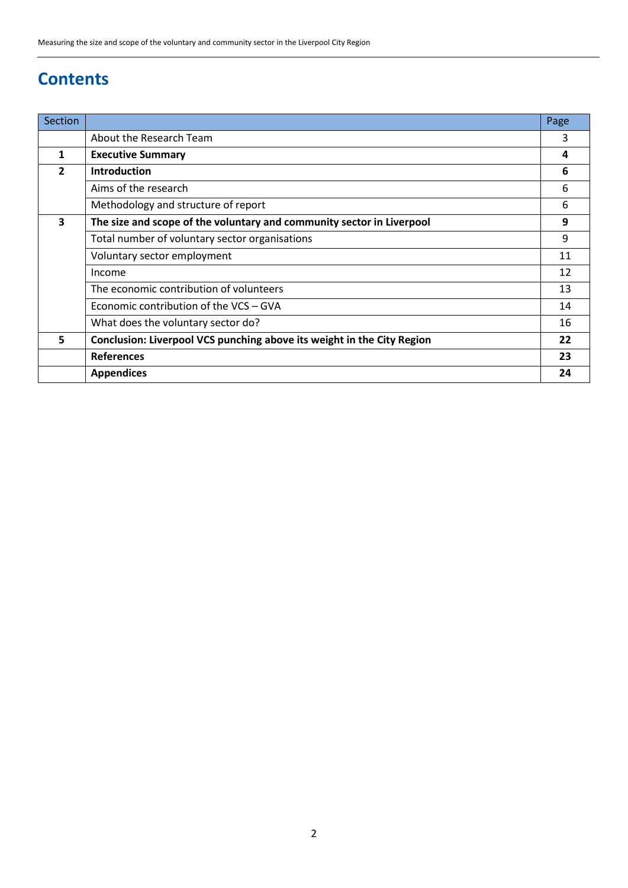# Contents

| Section | | Page |
|---|---|---|
| | About the Research Team | 3 |
| **1** | **Executive Summary** | **4** |
| **2** | **Introduction** | **6** |
| | Aims of the research | 6 |
| | Methodology and structure of report | 6 |
| **3** | **The size and scope of the voluntary and community sector in Liverpool** | **9** |
| | Total number of voluntary sector organisations | 9 |
| | Voluntary sector employment | 11 |
| | Income | 12 |
| | The economic contribution of volunteers | 13 |
| | Economic contribution of the VCS – GVA | 14 |
| | What does the voluntary sector do? | 16 |
| **5** | **Conclusion: Liverpool VCS punching above its weight in the City Region** | **22** |
| | **References** | **23** |
| | **Appendices** | **24** |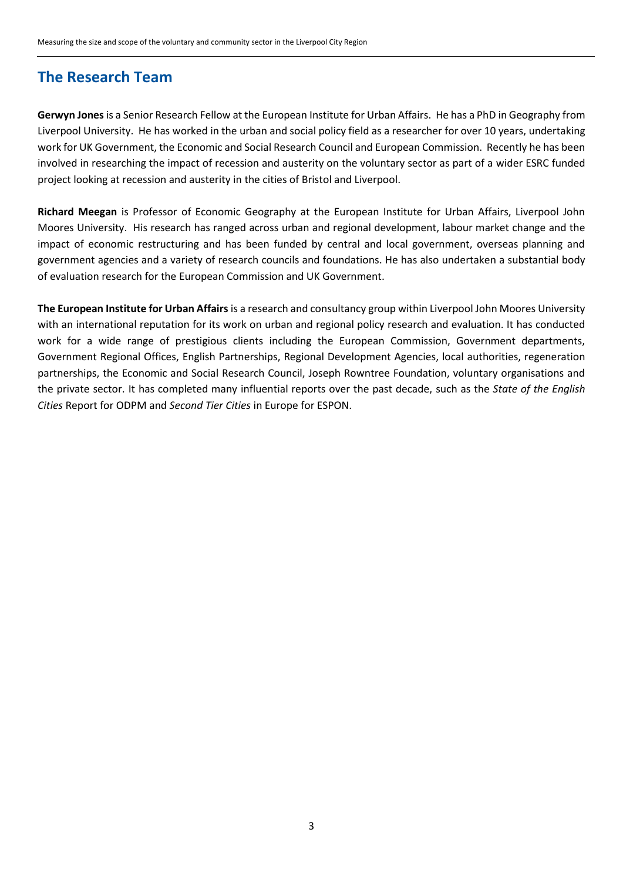## The Research Team

**Gerwyn Jones** is a Senior Research Fellow at the European Institute for Urban Affairs. He has a PhD in Geography from Liverpool University. He has worked in the urban and social policy field as a researcher for over 10 years, undertaking work for UK Government, the Economic and Social Research Council and European Commission. Recently he has been involved in researching the impact of recession and austerity on the voluntary sector as part of a wider ESRC funded project looking at recession and austerity in the cities of Bristol and Liverpool.

**Richard Meegan** is Professor of Economic Geography at the European Institute for Urban Affairs, Liverpool John Moores University. His research has ranged across urban and regional development, labour market change and the impact of economic restructuring and has been funded by central and local government, overseas planning and government agencies and a variety of research councils and foundations. He has also undertaken a substantial body of evaluation research for the European Commission and UK Government.

**The European Institute for Urban Affairs** is a research and consultancy group within Liverpool John Moores University with an international reputation for its work on urban and regional policy research and evaluation. It has conducted work for a wide range of prestigious clients including the European Commission, Government departments, Government Regional Offices, English Partnerships, Regional Development Agencies, local authorities, regeneration partnerships, the Economic and Social Research Council, Joseph Rowntree Foundation, voluntary organisations and the private sector. It has completed many influential reports over the past decade, such as the *State of the English Cities* Report for ODPM and *Second Tier Cities* in Europe for ESPON.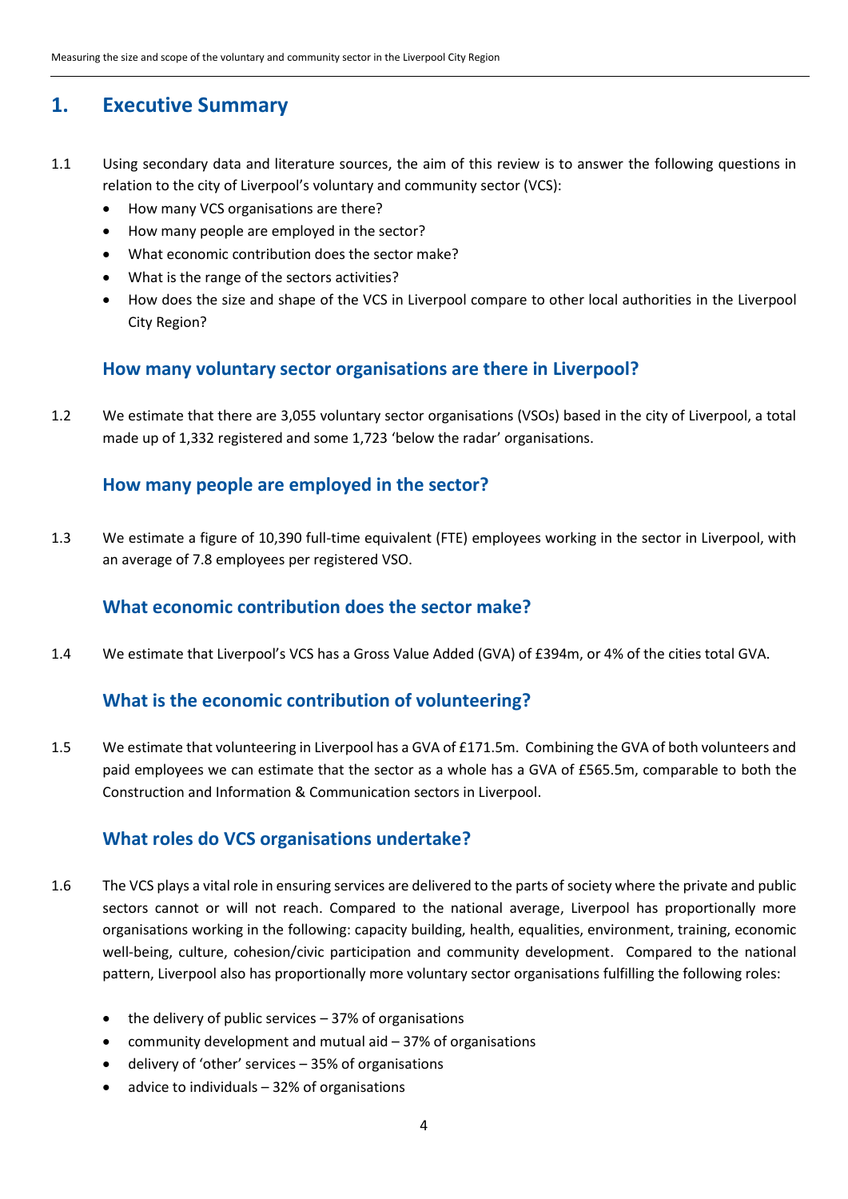# 1. Executive Summary

1.1 Using secondary data and literature sources, the aim of this review is to answer the following questions in relation to the city of Liverpool's voluntary and community sector (VCS):

- How many VCS organisations are there?
- How many people are employed in the sector?
- What economic contribution does the sector make?
- What is the range of the sectors activities?
- How does the size and shape of the VCS in Liverpool compare to other local authorities in the Liverpool City Region?

## How many voluntary sector organisations are there in Liverpool?

1.2 We estimate that there are 3,055 voluntary sector organisations (VSOs) based in the city of Liverpool, a total made up of 1,332 registered and some 1,723 'below the radar' organisations.

## How many people are employed in the sector?

1.3 We estimate a figure of 10,390 full-time equivalent (FTE) employees working in the sector in Liverpool, with an average of 7.8 employees per registered VSO.

## What economic contribution does the sector make?

1.4 We estimate that Liverpool's VCS has a Gross Value Added (GVA) of £394m, or 4% of the cities total GVA.

## What is the economic contribution of volunteering?

1.5 We estimate that volunteering in Liverpool has a GVA of £171.5m. Combining the GVA of both volunteers and paid employees we can estimate that the sector as a whole has a GVA of £565.5m, comparable to both the Construction and Information & Communication sectors in Liverpool.

## What roles do VCS organisations undertake?

1.6 The VCS plays a vital role in ensuring services are delivered to the parts of society where the private and public sectors cannot or will not reach. Compared to the national average, Liverpool has proportionally more organisations working in the following: capacity building, health, equalities, environment, training, economic well-being, culture, cohesion/civic participation and community development. Compared to the national pattern, Liverpool also has proportionally more voluntary sector organisations fulfilling the following roles:

- the delivery of public services – 37% of organisations
- community development and mutual aid – 37% of organisations
- delivery of 'other' services – 35% of organisations
- advice to individuals – 32% of organisations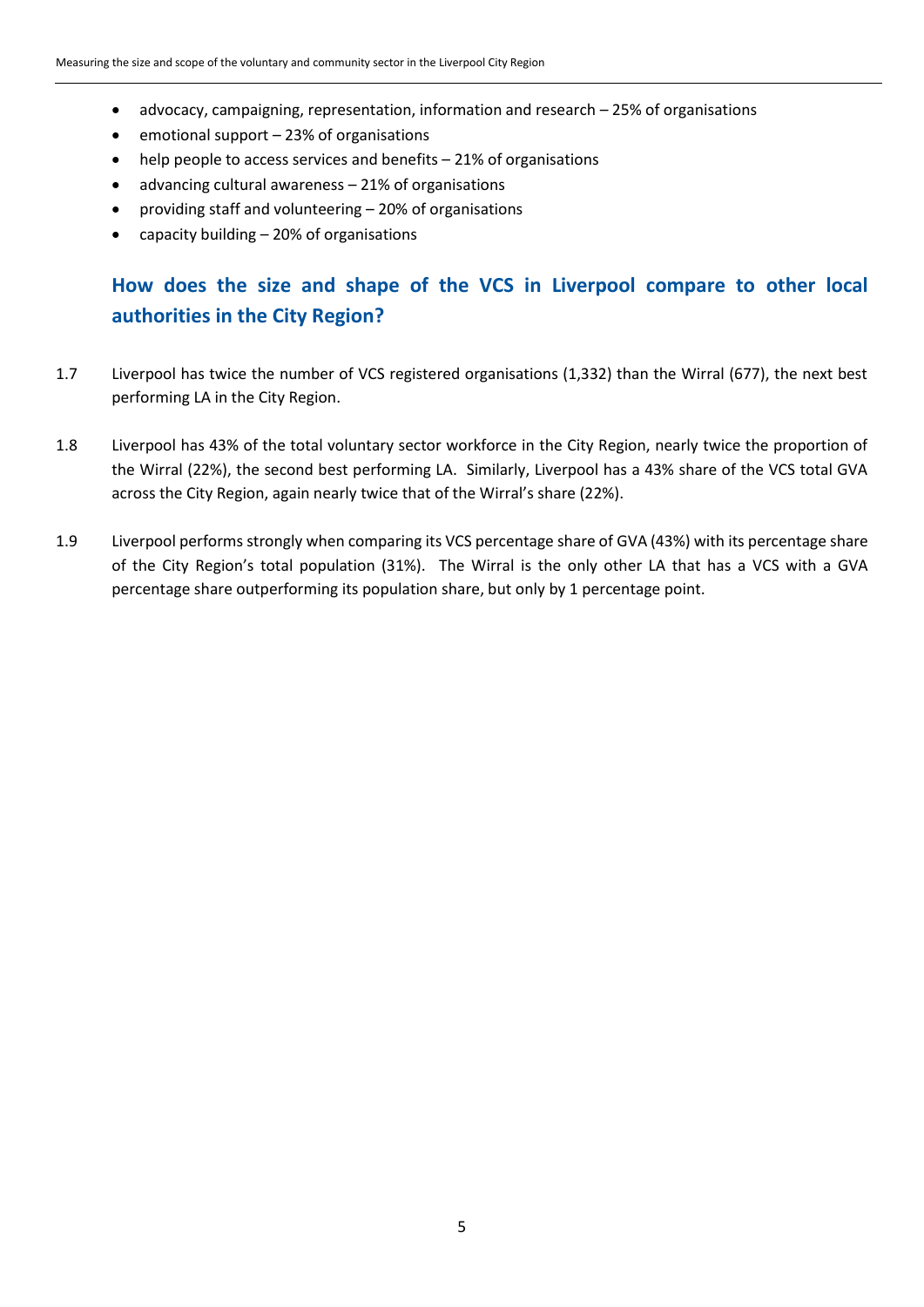- advocacy, campaigning, representation, information and research – 25% of organisations
- emotional support – 23% of organisations
- help people to access services and benefits – 21% of organisations
- advancing cultural awareness – 21% of organisations
- providing staff and volunteering – 20% of organisations
- capacity building – 20% of organisations

## How does the size and shape of the VCS in Liverpool compare to other local authorities in the City Region?

1.7 Liverpool has twice the number of VCS registered organisations (1,332) than the Wirral (677), the next best performing LA in the City Region.

1.8 Liverpool has 43% of the total voluntary sector workforce in the City Region, nearly twice the proportion of the Wirral (22%), the second best performing LA. Similarly, Liverpool has a 43% share of the VCS total GVA across the City Region, again nearly twice that of the Wirral's share (22%).

1.9 Liverpool performs strongly when comparing its VCS percentage share of GVA (43%) with its percentage share of the City Region's total population (31%). The Wirral is the only other LA that has a VCS with a GVA percentage share outperforming its population share, but only by 1 percentage point.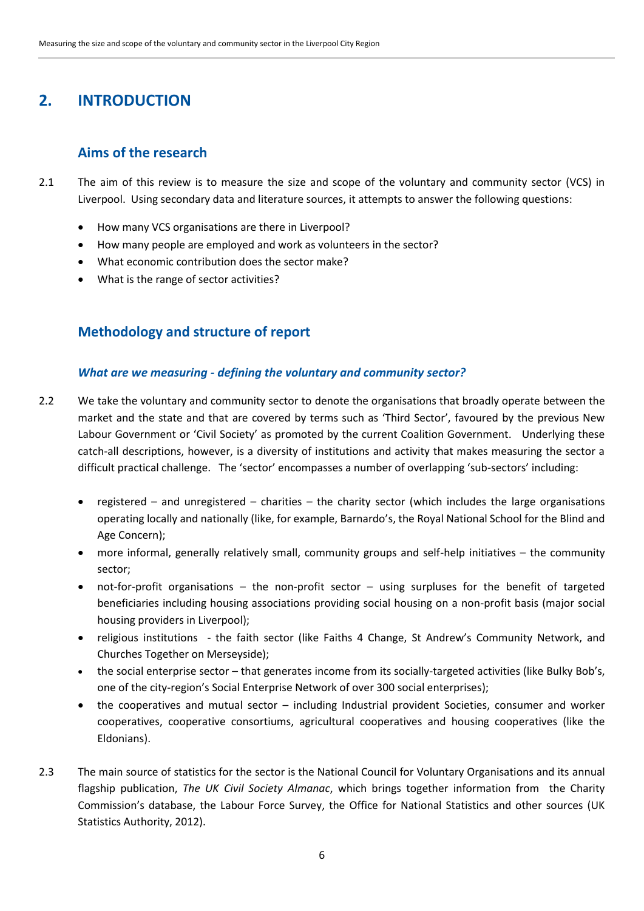## 2. INTRODUCTION

### Aims of the research

2.1 The aim of this review is to measure the size and scope of the voluntary and community sector (VCS) in Liverpool. Using secondary data and literature sources, it attempts to answer the following questions:

- How many VCS organisations are there in Liverpool?
- How many people are employed and work as volunteers in the sector?
- What economic contribution does the sector make?
- What is the range of sector activities?

### Methodology and structure of report

#### *What are we measuring - defining the voluntary and community sector?*

2.2 We take the voluntary and community sector to denote the organisations that broadly operate between the market and the state and that are covered by terms such as 'Third Sector', favoured by the previous New Labour Government or 'Civil Society' as promoted by the current Coalition Government. Underlying these catch-all descriptions, however, is a diversity of institutions and activity that makes measuring the sector a difficult practical challenge. The 'sector' encompasses a number of overlapping 'sub-sectors' including:

- registered – and unregistered – charities – the charity sector (which includes the large organisations operating locally and nationally (like, for example, Barnardo's, the Royal National School for the Blind and Age Concern);
- more informal, generally relatively small, community groups and self-help initiatives – the community sector;
- not-for-profit organisations – the non-profit sector – using surpluses for the benefit of targeted beneficiaries including housing associations providing social housing on a non-profit basis (major social housing providers in Liverpool);
- religious institutions - the faith sector (like Faiths 4 Change, St Andrew's Community Network, and Churches Together on Merseyside);
- the social enterprise sector – that generates income from its socially-targeted activities (like Bulky Bob's, one of the city-region's Social Enterprise Network of over 300 social enterprises);
- the cooperatives and mutual sector – including Industrial provident Societies, consumer and worker cooperatives, cooperative consortiums, agricultural cooperatives and housing cooperatives (like the Eldonians).

2.3 The main source of statistics for the sector is the National Council for Voluntary Organisations and its annual flagship publication, *The UK Civil Society Almanac*, which brings together information from the Charity Commission's database, the Labour Force Survey, the Office for National Statistics and other sources (UK Statistics Authority, 2012).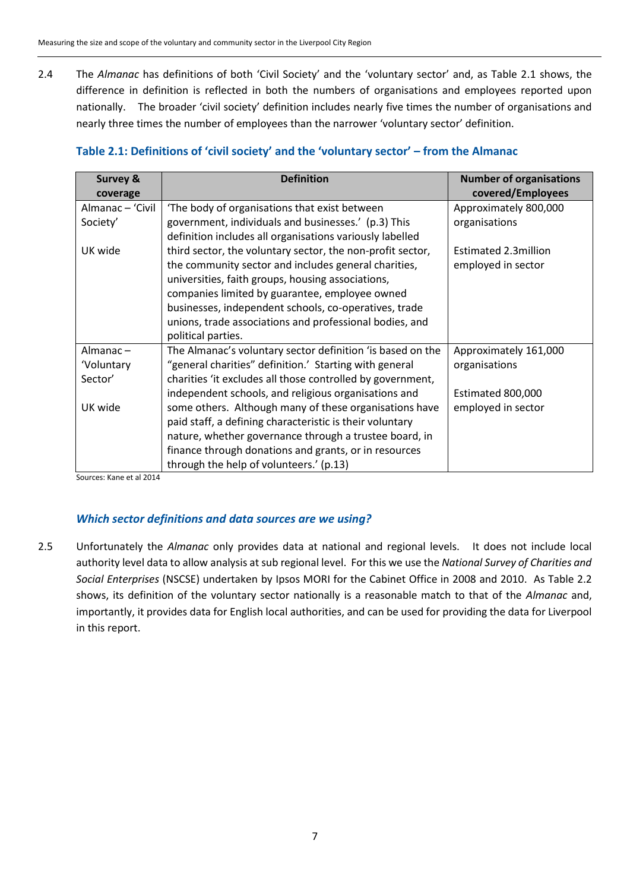2.4 The *Almanac* has definitions of both 'Civil Society' and the 'voluntary sector' and, as Table 2.1 shows, the difference in definition is reflected in both the numbers of organisations and employees reported upon nationally. The broader 'civil society' definition includes nearly five times the number of organisations and nearly three times the number of employees than the narrower 'voluntary sector' definition.

### Table 2.1: Definitions of 'civil society' and the 'voluntary sector' – from the Almanac

| Survey & coverage | Definition | Number of organisations covered/Employees |
|---|---|---|
| Almanac – 'Civil Society'<br><br>UK wide | 'The body of organisations that exist between government, individuals and businesses.' (p.3) This definition includes all organisations variously labelled third sector, the voluntary sector, the non-profit sector, the community sector and includes general charities, universities, faith groups, housing associations, companies limited by guarantee, employee owned businesses, independent schools, co-operatives, trade unions, trade associations and professional bodies, and political parties. | Approximately 800,000 organisations<br><br>Estimated 2.3million employed in sector |
| Almanac – 'Voluntary Sector'<br><br>UK wide | The Almanac's voluntary sector definition 'is based on the "general charities" definition.' Starting with general charities 'it excludes all those controlled by government, independent schools, and religious organisations and some others. Although many of these organisations have paid staff, a defining characteristic is their voluntary nature, whether governance through a trustee board, in finance through donations and grants, or in resources through the help of volunteers.' (p.13) | Approximately 161,000 organisations<br><br>Estimated 800,000 employed in sector |

Sources: Kane et al 2014

### *Which sector definitions and data sources are we using?*

2.5 Unfortunately the *Almanac* only provides data at national and regional levels. It does not include local authority level data to allow analysis at sub regional level. For this we use the *National Survey of Charities and Social Enterprises* (NSCSE) undertaken by Ipsos MORI for the Cabinet Office in 2008 and 2010. As Table 2.2 shows, its definition of the voluntary sector nationally is a reasonable match to that of the *Almanac* and, importantly, it provides data for English local authorities, and can be used for providing the data for Liverpool in this report.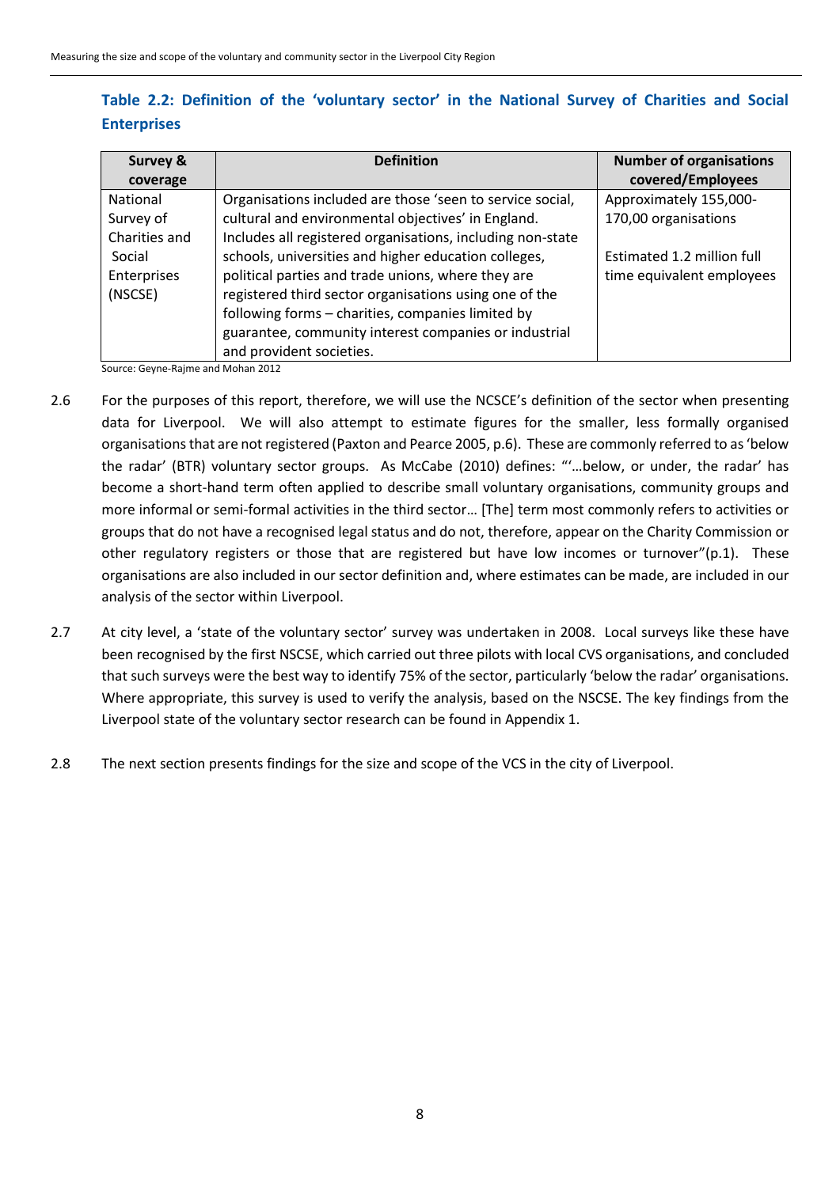**Table 2.2: Definition of the 'voluntary sector' in the National Survey of Charities and Social Enterprises**

| Survey & coverage | Definition | Number of organisations covered/Employees |
|---|---|---|
| National Survey of Charities and Social Enterprises (NSCSE) | Organisations included are those 'seen to service social, cultural and environmental objectives' in England. Includes all registered organisations, including non-state schools, universities and higher education colleges, political parties and trade unions, where they are registered third sector organisations using one of the following forms – charities, companies limited by guarantee, community interest companies or industrial and provident societies. | Approximately 155,000-170,00 organisations<br><br>Estimated 1.2 million full time equivalent employees |

Source: Geyne-Rajme and Mohan 2012

2.6 For the purposes of this report, therefore, we will use the NCSCE's definition of the sector when presenting data for Liverpool. We will also attempt to estimate figures for the smaller, less formally organised organisations that are not registered (Paxton and Pearce 2005, p.6). These are commonly referred to as 'below the radar' (BTR) voluntary sector groups. As McCabe (2010) defines: "'…below, or under, the radar' has become a short-hand term often applied to describe small voluntary organisations, community groups and more informal or semi-formal activities in the third sector… [The] term most commonly refers to activities or groups that do not have a recognised legal status and do not, therefore, appear on the Charity Commission or other regulatory registers or those that are registered but have low incomes or turnover"(p.1). These organisations are also included in our sector definition and, where estimates can be made, are included in our analysis of the sector within Liverpool.

2.7 At city level, a 'state of the voluntary sector' survey was undertaken in 2008. Local surveys like these have been recognised by the first NSCSE, which carried out three pilots with local CVS organisations, and concluded that such surveys were the best way to identify 75% of the sector, particularly 'below the radar' organisations. Where appropriate, this survey is used to verify the analysis, based on the NSCSE. The key findings from the Liverpool state of the voluntary sector research can be found in Appendix 1.

2.8 The next section presents findings for the size and scope of the VCS in the city of Liverpool.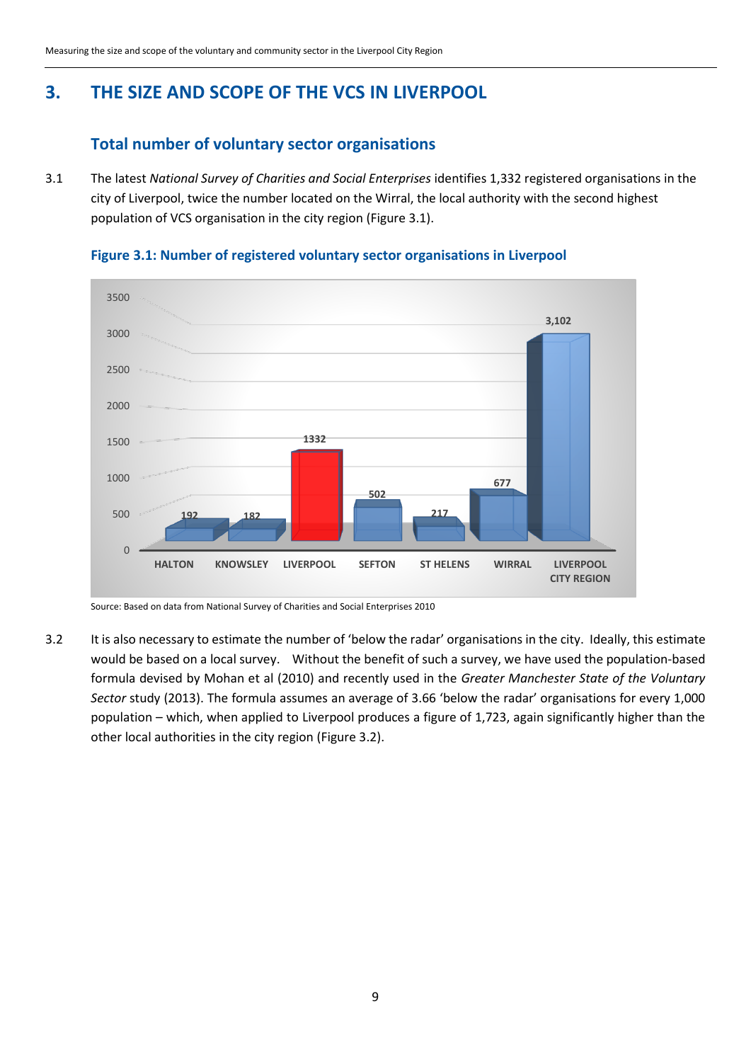# 3. THE SIZE AND SCOPE OF THE VCS IN LIVERPOOL

## Total number of voluntary sector organisations

3.1 The latest *National Survey of Charities and Social Enterprises* identifies 1,332 registered organisations in the city of Liverpool, twice the number located on the Wirral, the local authority with the second highest population of VCS organisation in the city region (Figure 3.1).

**Figure 3.1: Number of registered voluntary sector organisations in Liverpool**

3500
3000
2500
2000
1500
1000
500
0

HALTON 192
KNOWSLEY 182
LIVERPOOL 1332
SEFTON 502
ST HELENS 217
WIRRAL 677
LIVERPOOL CITY REGION 3,102

Source: Based on data from National Survey of Charities and Social Enterprises 2010

3.2 It is also necessary to estimate the number of 'below the radar' organisations in the city. Ideally, this estimate would be based on a local survey. Without the benefit of such a survey, we have used the population-based formula devised by Mohan et al (2010) and recently used in the *Greater Manchester State of the Voluntary Sector* study (2013). The formula assumes an average of 3.66 'below the radar' organisations for every 1,000 population – which, when applied to Liverpool produces a figure of 1,723, again significantly higher than the other local authorities in the city region (Figure 3.2).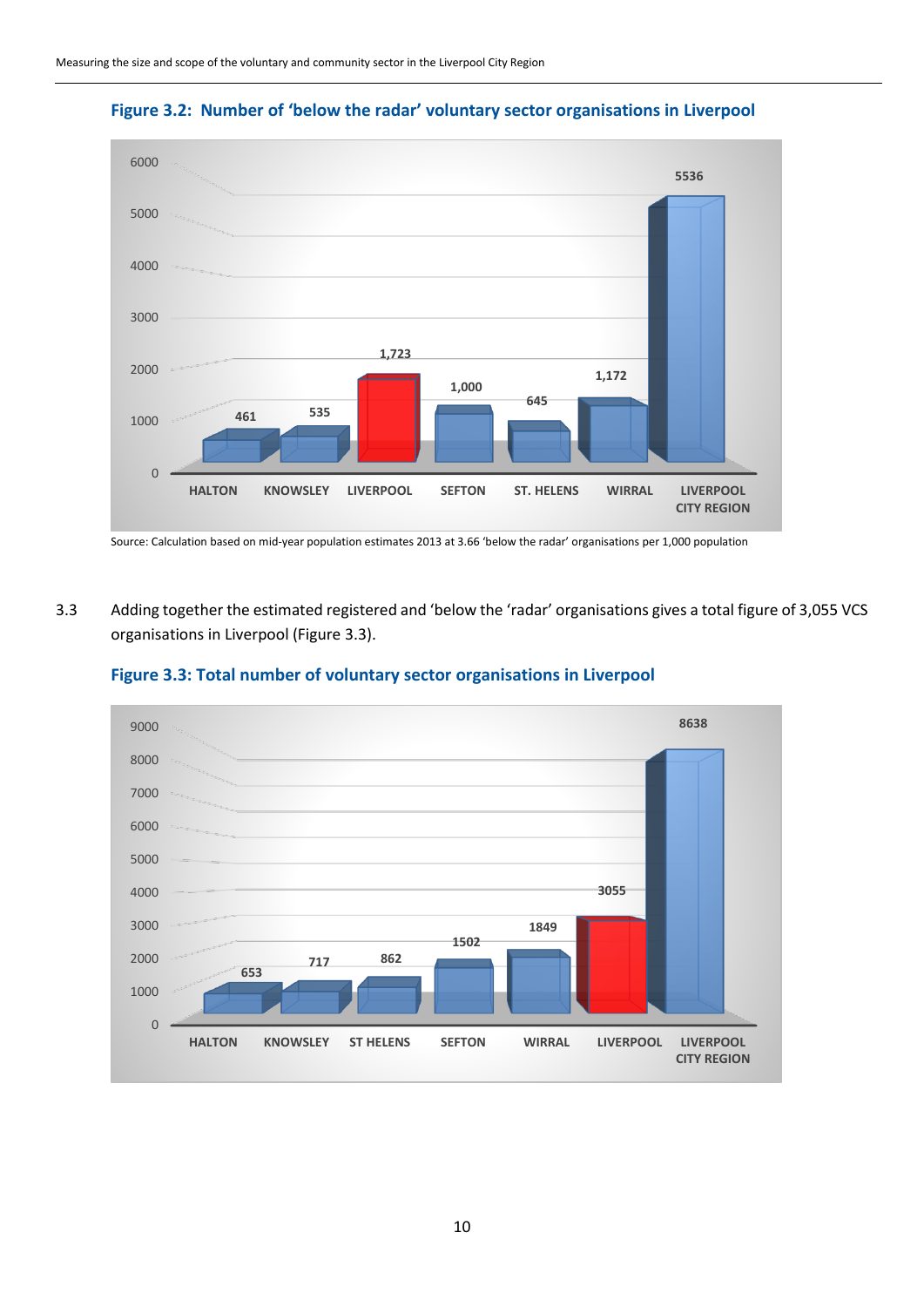**Figure 3.2: Number of 'below the radar' voluntary sector organisations in Liverpool**

6000
5000
4000
3000
2000
1000
0

461
535
1,723
1,000
645
1,172
5536

HALTON
KNOWSLEY
LIVERPOOL
SEFTON
ST. HELENS
WIRRAL
LIVERPOOL CITY REGION

Source: Calculation based on mid-year population estimates 2013 at 3.66 'below the radar' organisations per 1,000 population

3.3 Adding together the estimated registered and 'below the 'radar' organisations gives a total figure of 3,055 VCS organisations in Liverpool (Figure 3.3).

**Figure 3.3: Total number of voluntary sector organisations in Liverpool**

9000
8000
7000
6000
5000
4000
3000
2000
1000
0

653
717
862
1502
1849
3055
8638

HALTON
KNOWSLEY
ST HELENS
SEFTON
WIRRAL
LIVERPOOL
LIVERPOOL CITY REGION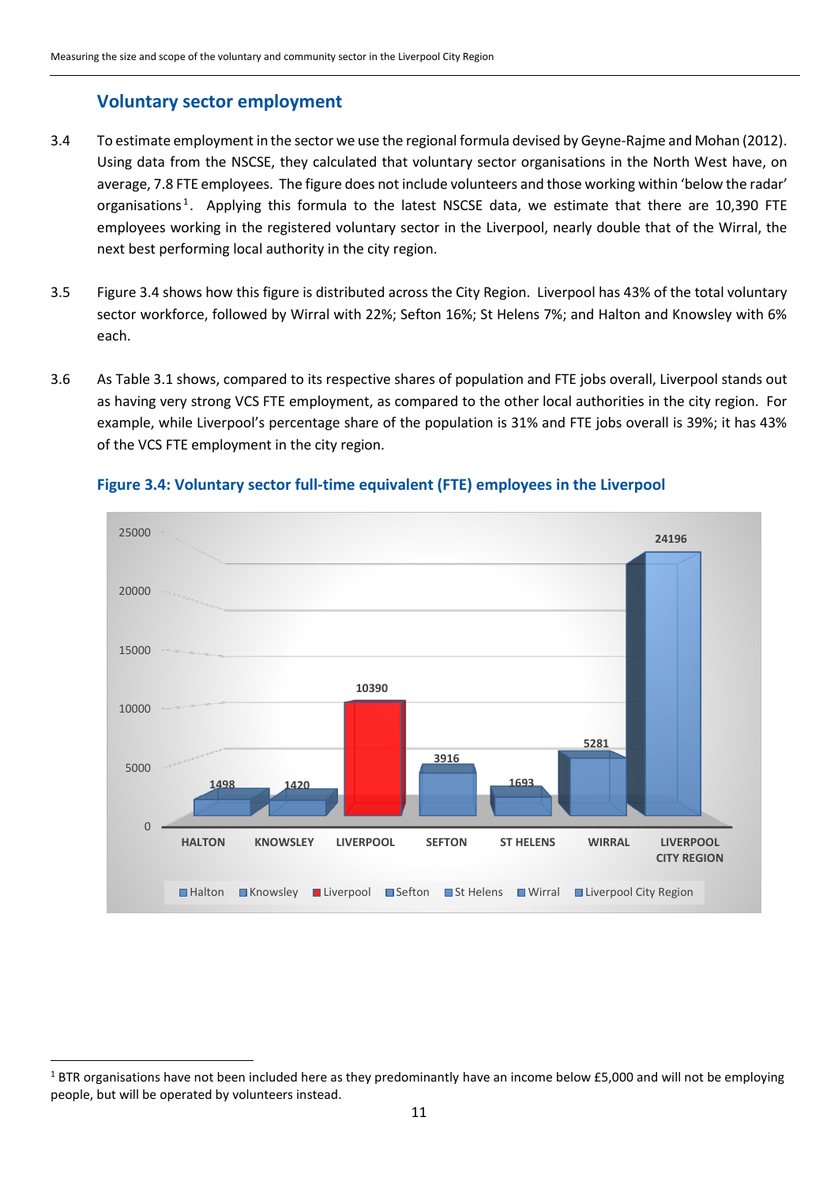## Voluntary sector employment

3.4 To estimate employment in the sector we use the regional formula devised by Geyne-Rajme and Mohan (2012). Using data from the NSCSE, they calculated that voluntary sector organisations in the North West have, on average, 7.8 FTE employees. The figure does not include volunteers and those working within 'below the radar' organisations[1]. Applying this formula to the latest NSCSE data, we estimate that there are 10,390 FTE employees working in the registered voluntary sector in the Liverpool, nearly double that of the Wirral, the next best performing local authority in the city region.

3.5 Figure 3.4 shows how this figure is distributed across the City Region. Liverpool has 43% of the total voluntary sector workforce, followed by Wirral with 22%; Sefton 16%; St Helens 7%; and Halton and Knowsley with 6% each.

3.6 As Table 3.1 shows, compared to its respective shares of population and FTE jobs overall, Liverpool stands out as having very strong VCS FTE employment, as compared to the other local authorities in the city region. For example, while Liverpool's percentage share of the population is 31% and FTE jobs overall is 39%; it has 43% of the VCS FTE employment in the city region.

**Figure 3.4: Voluntary sector full-time equivalent (FTE) employees in the Liverpool**

25000
20000
15000
10000
5000
0

1498
1420
10390
3916
1693
5281
24196

HALTON
KNOWSLEY
LIVERPOOL
SEFTON
ST HELENS
WIRRAL
LIVERPOOL CITY REGION

Halton, Knowsley, Liverpool, Sefton, St Helens, Wirral, Liverpool City Region

[1] BTR organisations have not been included here as they predominantly have an income below £5,000 and will not be employing people, but will be operated by volunteers instead.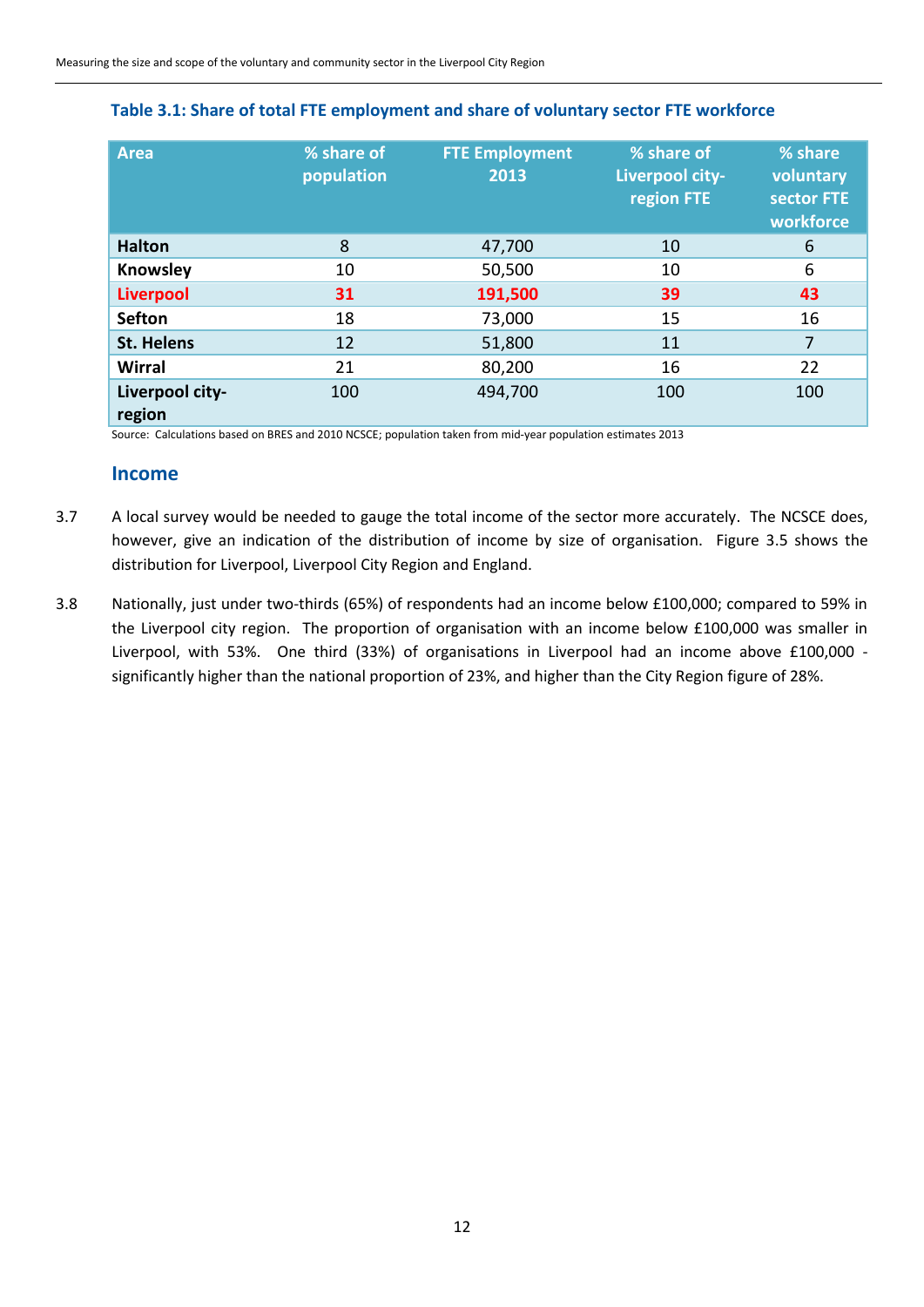**Table 3.1: Share of total FTE employment and share of voluntary sector FTE workforce**

| Area | % share of population | FTE Employment 2013 | % share of Liverpool city-region FTE | % share voluntary sector FTE workforce |
|---|---|---|---|---|
| **Halton** | 8 | 47,700 | 10 | 6 |
| **Knowsley** | 10 | 50,500 | 10 | 6 |
| **Liverpool** | **31** | **191,500** | **39** | **43** |
| **Sefton** | 18 | 73,000 | 15 | 16 |
| **St. Helens** | 12 | 51,800 | 11 | 7 |
| **Wirral** | 21 | 80,200 | 16 | 22 |
| **Liverpool city-region** | 100 | 494,700 | 100 | 100 |

Source: Calculations based on BRES and 2010 NCSCE; population taken from mid-year population estimates 2013

## Income

3.7 A local survey would be needed to gauge the total income of the sector more accurately. The NCSCE does, however, give an indication of the distribution of income by size of organisation. Figure 3.5 shows the distribution for Liverpool, Liverpool City Region and England.

3.8 Nationally, just under two-thirds (65%) of respondents had an income below £100,000; compared to 59% in the Liverpool city region. The proportion of organisation with an income below £100,000 was smaller in Liverpool, with 53%. One third (33%) of organisations in Liverpool had an income above £100,000 - significantly higher than the national proportion of 23%, and higher than the City Region figure of 28%.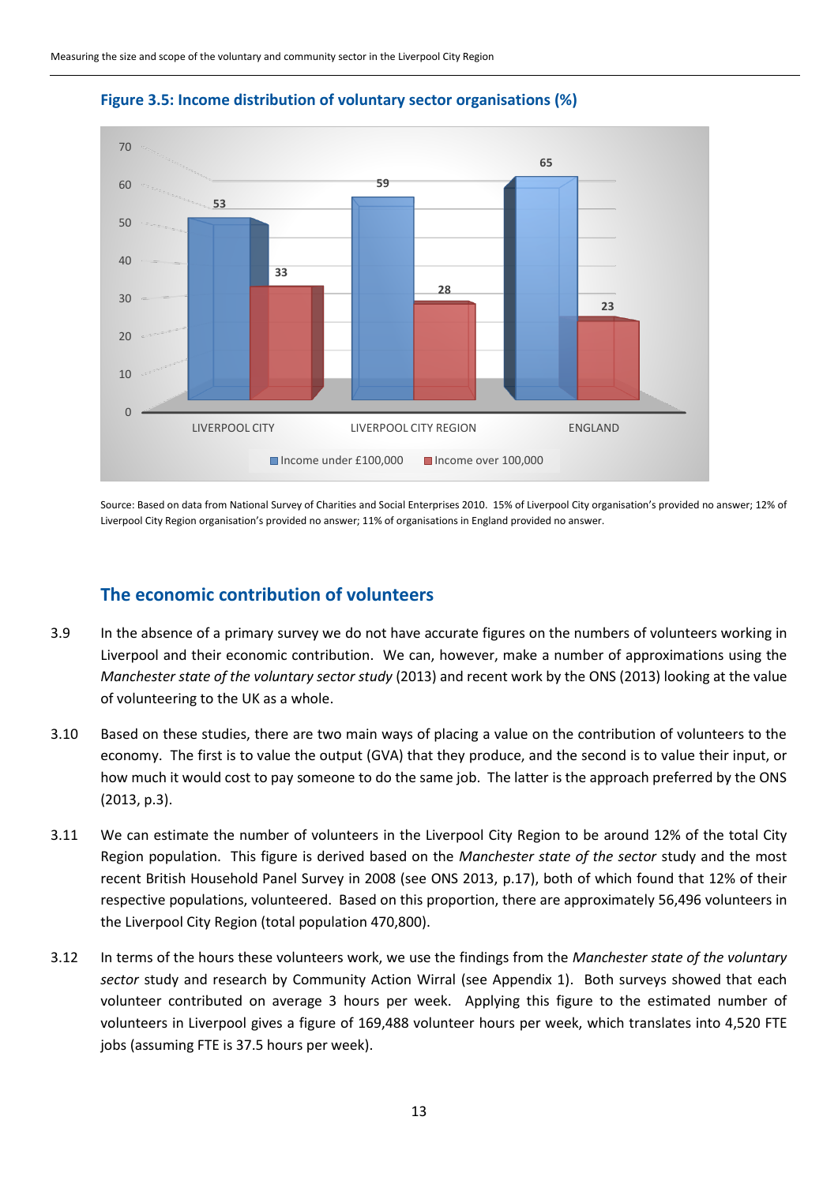### Figure 3.5: Income distribution of voluntary sector organisations (%)

70
60
50
40
30
20
10
0

53
33
59
28
65
23

LIVERPOOL CITY
LIVERPOOL CITY REGION
ENGLAND

Income under £100,000
Income over 100,000

Source: Based on data from National Survey of Charities and Social Enterprises 2010. 15% of Liverpool City organisation's provided no answer; 12% of Liverpool City Region organisation's provided no answer; 11% of organisations in England provided no answer.

## The economic contribution of volunteers

3.9 In the absence of a primary survey we do not have accurate figures on the numbers of volunteers working in Liverpool and their economic contribution. We can, however, make a number of approximations using the *Manchester state of the voluntary sector study* (2013) and recent work by the ONS (2013) looking at the value of volunteering to the UK as a whole.

3.10 Based on these studies, there are two main ways of placing a value on the contribution of volunteers to the economy. The first is to value the output (GVA) that they produce, and the second is to value their input, or how much it would cost to pay someone to do the same job. The latter is the approach preferred by the ONS (2013, p.3).

3.11 We can estimate the number of volunteers in the Liverpool City Region to be around 12% of the total City Region population. This figure is derived based on the *Manchester state of the sector* study and the most recent British Household Panel Survey in 2008 (see ONS 2013, p.17), both of which found that 12% of their respective populations, volunteered. Based on this proportion, there are approximately 56,496 volunteers in the Liverpool City Region (total population 470,800).

3.12 In terms of the hours these volunteers work, we use the findings from the *Manchester state of the voluntary sector* study and research by Community Action Wirral (see Appendix 1). Both surveys showed that each volunteer contributed on average 3 hours per week. Applying this figure to the estimated number of volunteers in Liverpool gives a figure of 169,488 volunteer hours per week, which translates into 4,520 FTE jobs (assuming FTE is 37.5 hours per week).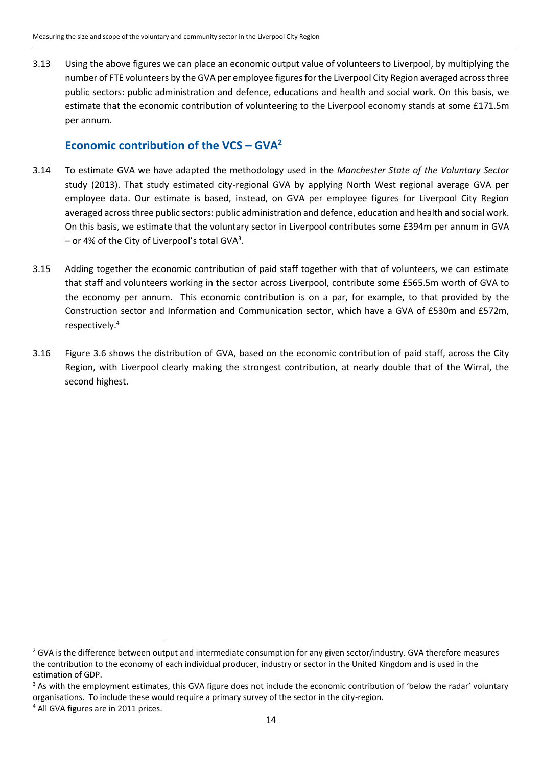3.13 Using the above figures we can place an economic output value of volunteers to Liverpool, by multiplying the number of FTE volunteers by the GVA per employee figures for the Liverpool City Region averaged across three public sectors: public administration and defence, educations and health and social work. On this basis, we estimate that the economic contribution of volunteering to the Liverpool economy stands at some £171.5m per annum.

## Economic contribution of the VCS – GVA[2]

3.14 To estimate GVA we have adapted the methodology used in the *Manchester State of the Voluntary Sector* study (2013). That study estimated city-regional GVA by applying North West regional average GVA per employee data. Our estimate is based, instead, on GVA per employee figures for Liverpool City Region averaged across three public sectors: public administration and defence, education and health and social work. On this basis, we estimate that the voluntary sector in Liverpool contributes some £394m per annum in GVA – or 4% of the City of Liverpool's total GVA[3].

3.15 Adding together the economic contribution of paid staff together with that of volunteers, we can estimate that staff and volunteers working in the sector across Liverpool, contribute some £565.5m worth of GVA to the economy per annum. This economic contribution is on a par, for example, to that provided by the Construction sector and Information and Communication sector, which have a GVA of £530m and £572m, respectively.[4]

3.16 Figure 3.6 shows the distribution of GVA, based on the economic contribution of paid staff, across the City Region, with Liverpool clearly making the strongest contribution, at nearly double that of the Wirral, the second highest.

---

[2] GVA is the difference between output and intermediate consumption for any given sector/industry. GVA therefore measures the contribution to the economy of each individual producer, industry or sector in the United Kingdom and is used in the estimation of GDP.

[3] As with the employment estimates, this GVA figure does not include the economic contribution of 'below the radar' voluntary organisations. To include these would require a primary survey of the sector in the city-region.

[4] All GVA figures are in 2011 prices.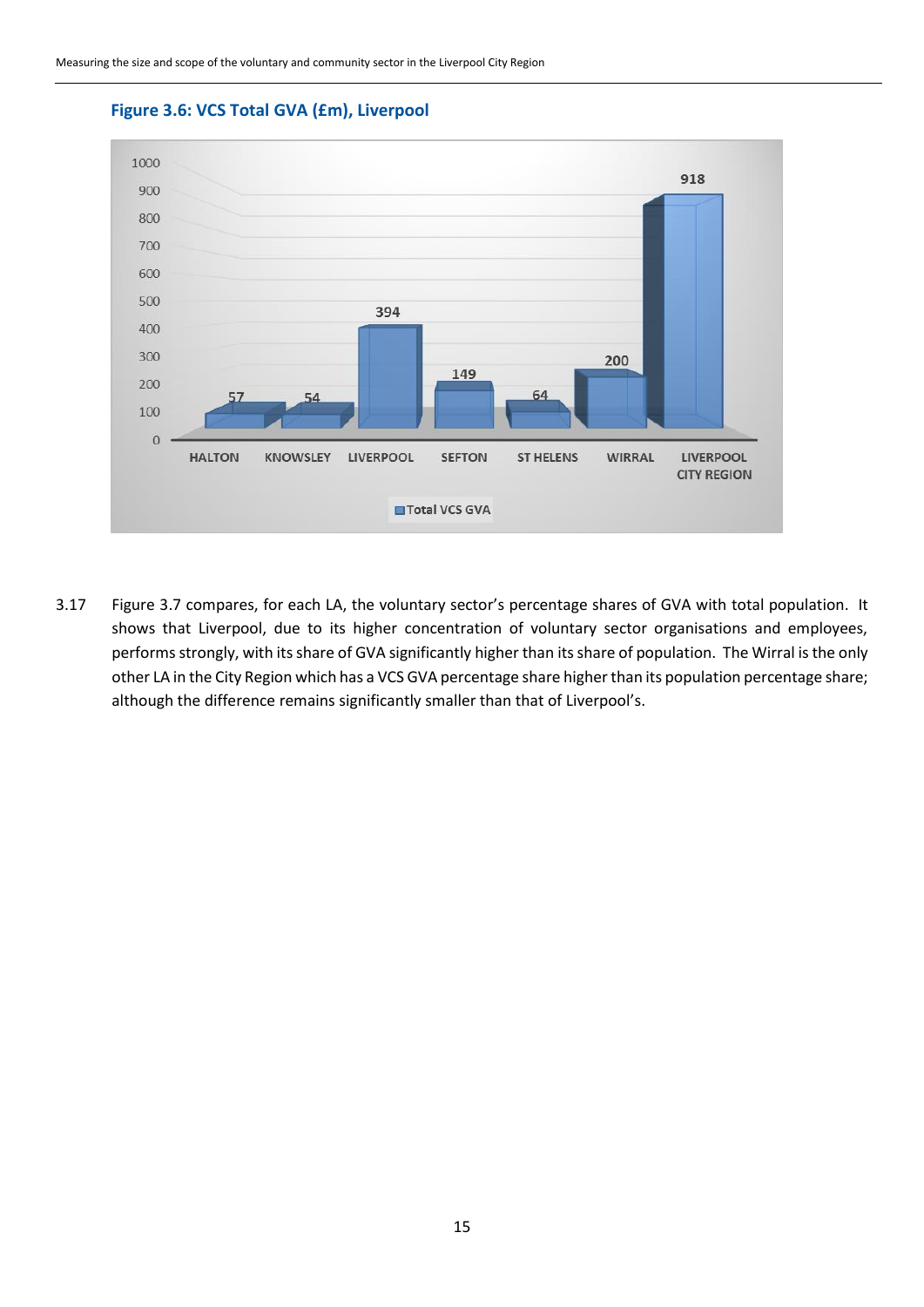**Figure 3.6: VCS Total GVA (£m), Liverpool**

1000
900
800
700
600
500
400
300
200
100
0

57
54
394
149
64
200
918

HALTON
KNOWSLEY
LIVERPOOL
SEFTON
ST HELENS
WIRRAL
LIVERPOOL CITY REGION

Total VCS GVA

3.17 Figure 3.7 compares, for each LA, the voluntary sector's percentage shares of GVA with total population. It shows that Liverpool, due to its higher concentration of voluntary sector organisations and employees, performs strongly, with its share of GVA significantly higher than its share of population. The Wirral is the only other LA in the City Region which has a VCS GVA percentage share higher than its population percentage share; although the difference remains significantly smaller than that of Liverpool's.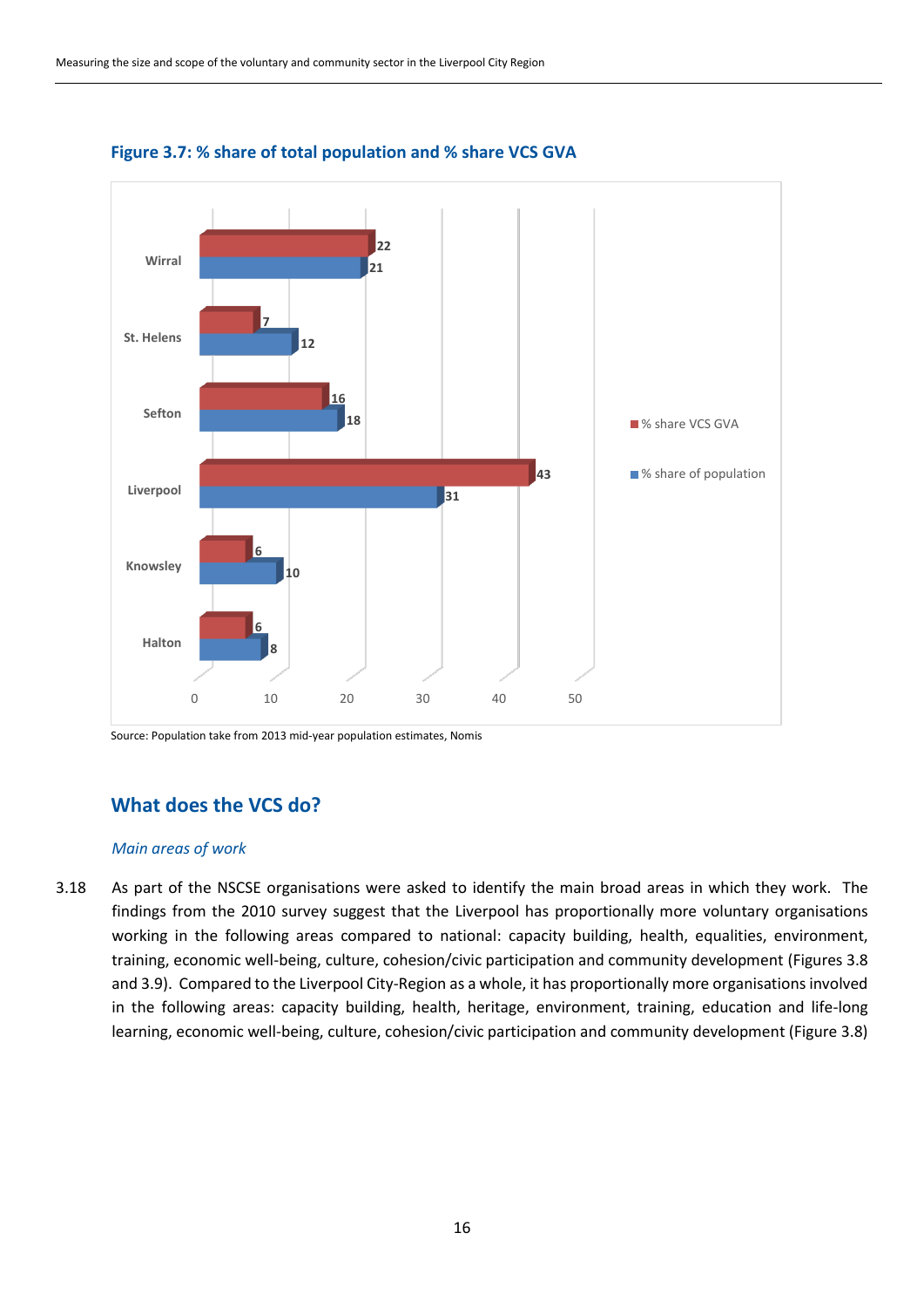### Figure 3.7: % share of total population and % share VCS GVA

Wirral
22
21

St. Helens
7
12

Sefton
16
18

Liverpool
43
31

Knowsley
6
10

Halton
6
8

0 10 20 30 40 50

% share VCS GVA

% share of population

Source: Population take from 2013 mid-year population estimates, Nomis

## What does the VCS do?

*Main areas of work*

3.18 As part of the NSCSE organisations were asked to identify the main broad areas in which they work. The findings from the 2010 survey suggest that the Liverpool has proportionally more voluntary organisations working in the following areas compared to national: capacity building, health, equalities, environment, training, economic well-being, culture, cohesion/civic participation and community development (Figures 3.8 and 3.9). Compared to the Liverpool City-Region as a whole, it has proportionally more organisations involved in the following areas: capacity building, health, heritage, environment, training, education and life-long learning, economic well-being, culture, cohesion/civic participation and community development (Figure 3.8)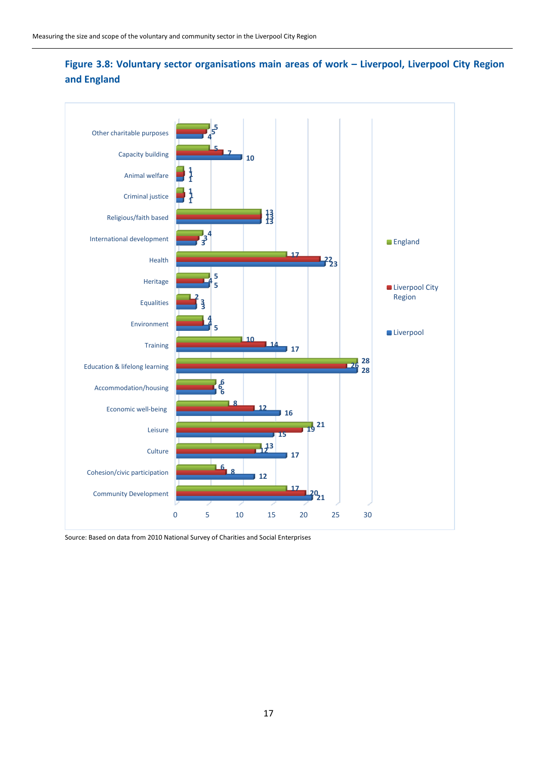### Figure 3.8: Voluntary sector organisations main areas of work – Liverpool, Liverpool City Region and England

Other charitable purposes 5 5 4
Capacity building 5 7 10
Animal welfare 1 1 1
Criminal justice 1 1 1
Religious/faith based 13 13 13
International development 4 3 3
Health 17 22 23
Heritage 5 4 5
Equalities 2 3 3
Environment 4 4 5
Training 10 14 17
Education & lifelong learning 28 26 28
Accommodation/housing 6 6 6
Economic well-being 8 12 16
Leisure 21 19 15
Culture 13 12 17
Cohesion/civic participation 6 8 12
Community Development 17 20 21

0 5 10 15 20 25 30

England
Liverpool City Region
Liverpool

Source: Based on data from 2010 National Survey of Charities and Social Enterprises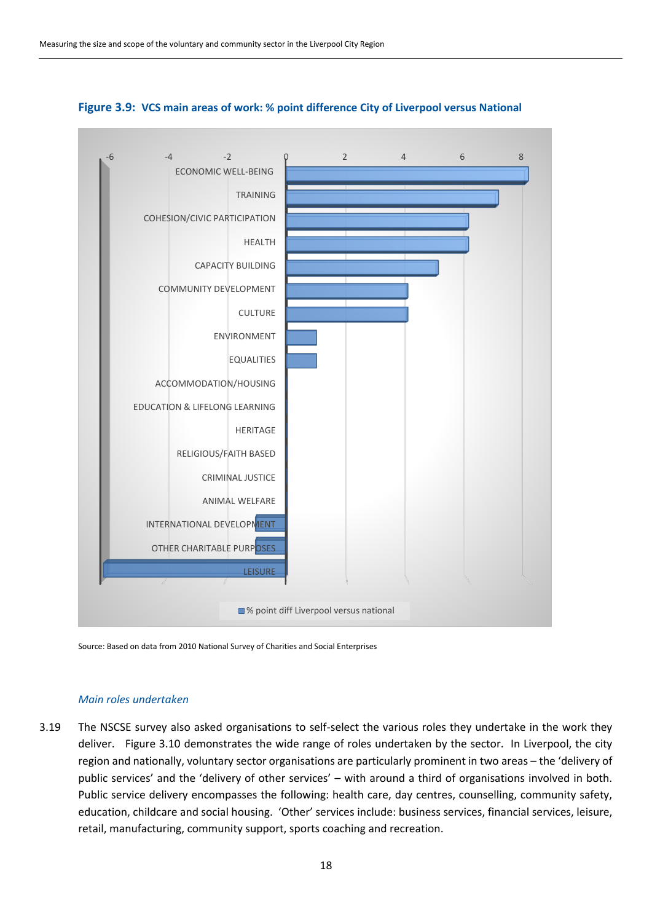**Figure 3.9: VCS main areas of work: % point difference City of Liverpool versus National**

-6 -4 -2 0 2 4 6 8

ECONOMIC WELL-BEING
TRAINING
COHESION/CIVIC PARTICIPATION
HEALTH
CAPACITY BUILDING
COMMUNITY DEVELOPMENT
CULTURE
ENVIRONMENT
EQUALITIES
ACCOMMODATION/HOUSING
EDUCATION & LIFELONG LEARNING
HERITAGE
RELIGIOUS/FAITH BASED
CRIMINAL JUSTICE
ANIMAL WELFARE
INTERNATIONAL DEVELOPMENT
OTHER CHARITABLE PURPOSES
LEISURE

% point diff Liverpool versus national

Source: Based on data from 2010 National Survey of Charities and Social Enterprises

### *Main roles undertaken*

3.19 The NSCSE survey also asked organisations to self-select the various roles they undertake in the work they deliver. Figure 3.10 demonstrates the wide range of roles undertaken by the sector. In Liverpool, the city region and nationally, voluntary sector organisations are particularly prominent in two areas – the 'delivery of public services' and the 'delivery of other services' – with around a third of organisations involved in both. Public service delivery encompasses the following: health care, day centres, counselling, community safety, education, childcare and social housing. 'Other' services include: business services, financial services, leisure, retail, manufacturing, community support, sports coaching and recreation.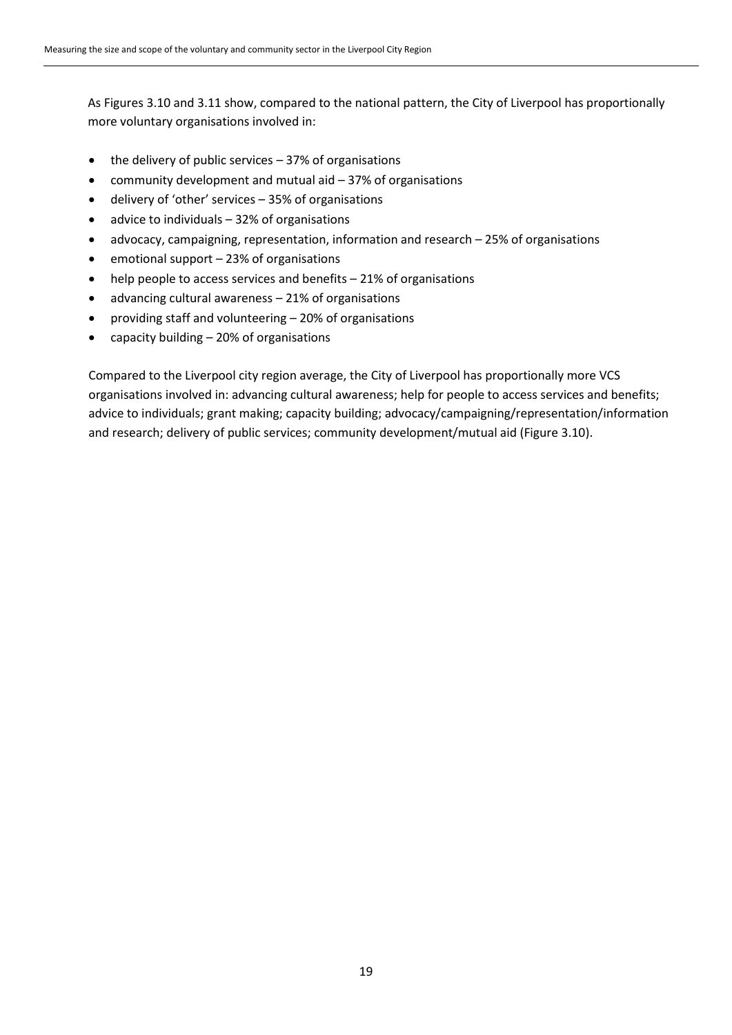As Figures 3.10 and 3.11 show, compared to the national pattern, the City of Liverpool has proportionally more voluntary organisations involved in:

- the delivery of public services – 37% of organisations
- community development and mutual aid – 37% of organisations
- delivery of 'other' services – 35% of organisations
- advice to individuals – 32% of organisations
- advocacy, campaigning, representation, information and research – 25% of organisations
- emotional support – 23% of organisations
- help people to access services and benefits – 21% of organisations
- advancing cultural awareness – 21% of organisations
- providing staff and volunteering – 20% of organisations
- capacity building – 20% of organisations

Compared to the Liverpool city region average, the City of Liverpool has proportionally more VCS organisations involved in: advancing cultural awareness; help for people to access services and benefits; advice to individuals; grant making; capacity building; advocacy/campaigning/representation/information and research; delivery of public services; community development/mutual aid (Figure 3.10).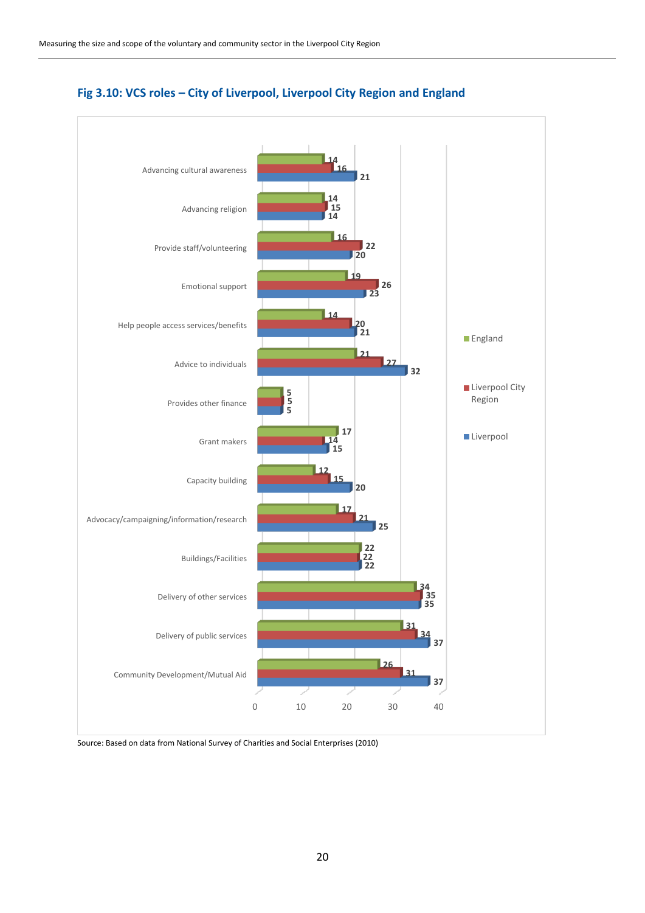## Fig 3.10: VCS roles – City of Liverpool, Liverpool City Region and England

Advancing cultural awareness
14
16
21

Advancing religion
14
15
14

Provide staff/volunteering
16
22
20

Emotional support
19
26
23

Help people access services/benefits
14
20
21

Advice to individuals
21
27
32

Provides other finance
5
5
5

Grant makers
17
14
15

Capacity building
12
15
20

Advocacy/campaigning/information/research
17
21
25

Buildings/Facilities
22
22
22

Delivery of other services
34
35
35

Delivery of public services
31
34
37

Community Development/Mutual Aid
26
31
37

0 10 20 30 40

England
Liverpool City Region
Liverpool

Source: Based on data from National Survey of Charities and Social Enterprises (2010)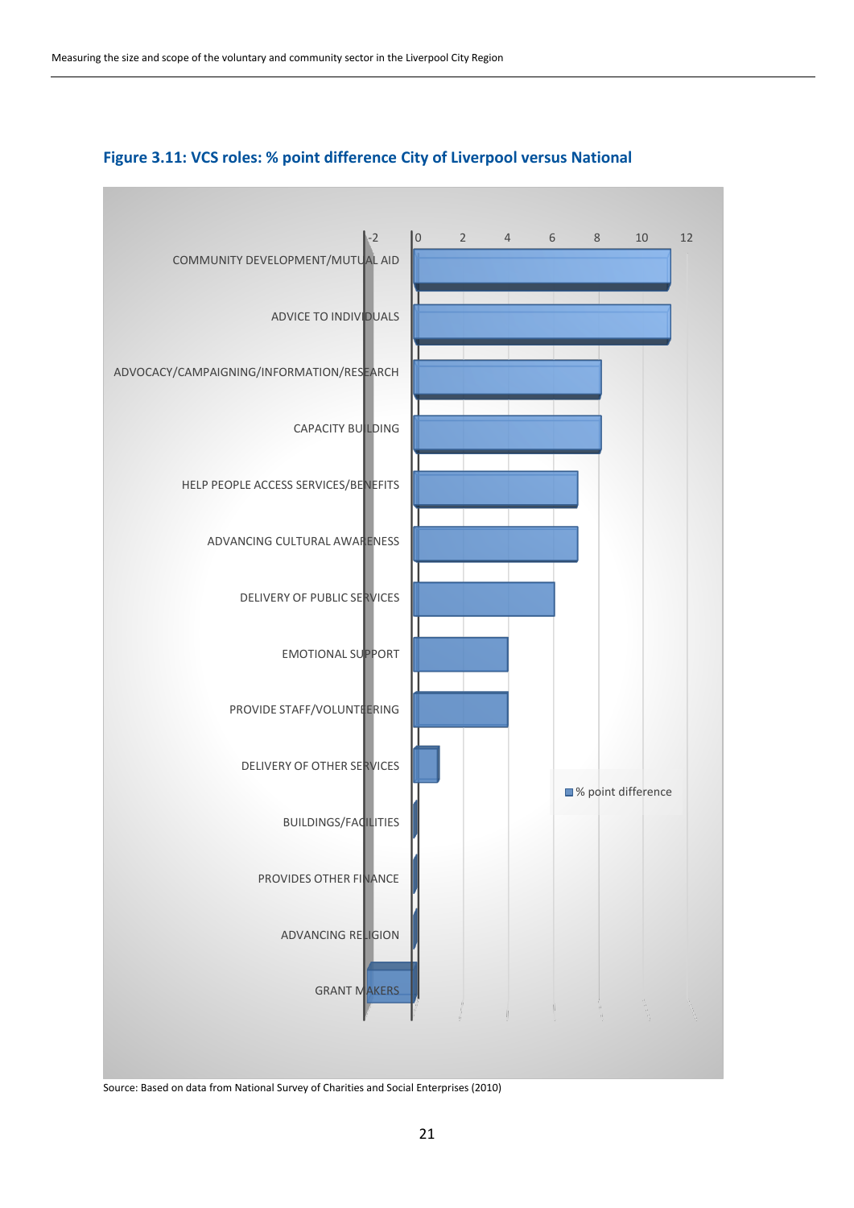**Figure 3.11: VCS roles: % point difference City of Liverpool versus National**

-2
0
2
4
6
8
10
12

COMMUNITY DEVELOPMENT/MUTUAL AID
ADVICE TO INDIVIDUALS
ADVOCACY/CAMPAIGNING/INFORMATION/RESEARCH
CAPACITY BUILDING
HELP PEOPLE ACCESS SERVICES/BENEFITS
ADVANCING CULTURAL AWARENESS
DELIVERY OF PUBLIC SERVICES
EMOTIONAL SUPPORT
PROVIDE STAFF/VOLUNTEERING
DELIVERY OF OTHER SERVICES
BUILDINGS/FACILITIES
PROVIDES OTHER FINANCE
ADVANCING RELIGION
GRANT MAKERS

% point difference

Source: Based on data from National Survey of Charities and Social Enterprises (2010)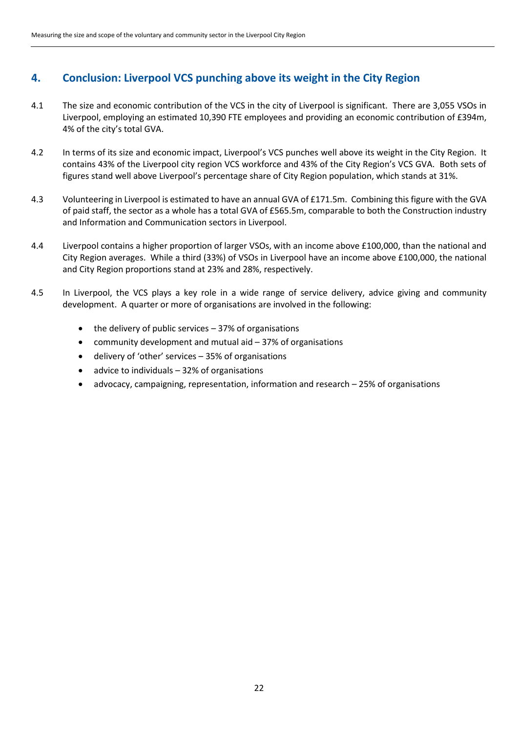## 4. Conclusion: Liverpool VCS punching above its weight in the City Region

4.1 The size and economic contribution of the VCS in the city of Liverpool is significant. There are 3,055 VSOs in Liverpool, employing an estimated 10,390 FTE employees and providing an economic contribution of £394m, 4% of the city's total GVA.

4.2 In terms of its size and economic impact, Liverpool's VCS punches well above its weight in the City Region. It contains 43% of the Liverpool city region VCS workforce and 43% of the City Region's VCS GVA. Both sets of figures stand well above Liverpool's percentage share of City Region population, which stands at 31%.

4.3 Volunteering in Liverpool is estimated to have an annual GVA of £171.5m. Combining this figure with the GVA of paid staff, the sector as a whole has a total GVA of £565.5m, comparable to both the Construction industry and Information and Communication sectors in Liverpool.

4.4 Liverpool contains a higher proportion of larger VSOs, with an income above £100,000, than the national and City Region averages. While a third (33%) of VSOs in Liverpool have an income above £100,000, the national and City Region proportions stand at 23% and 28%, respectively.

4.5 In Liverpool, the VCS plays a key role in a wide range of service delivery, advice giving and community development. A quarter or more of organisations are involved in the following:

- the delivery of public services – 37% of organisations
- community development and mutual aid – 37% of organisations
- delivery of 'other' services – 35% of organisations
- advice to individuals – 32% of organisations
- advocacy, campaigning, representation, information and research – 25% of organisations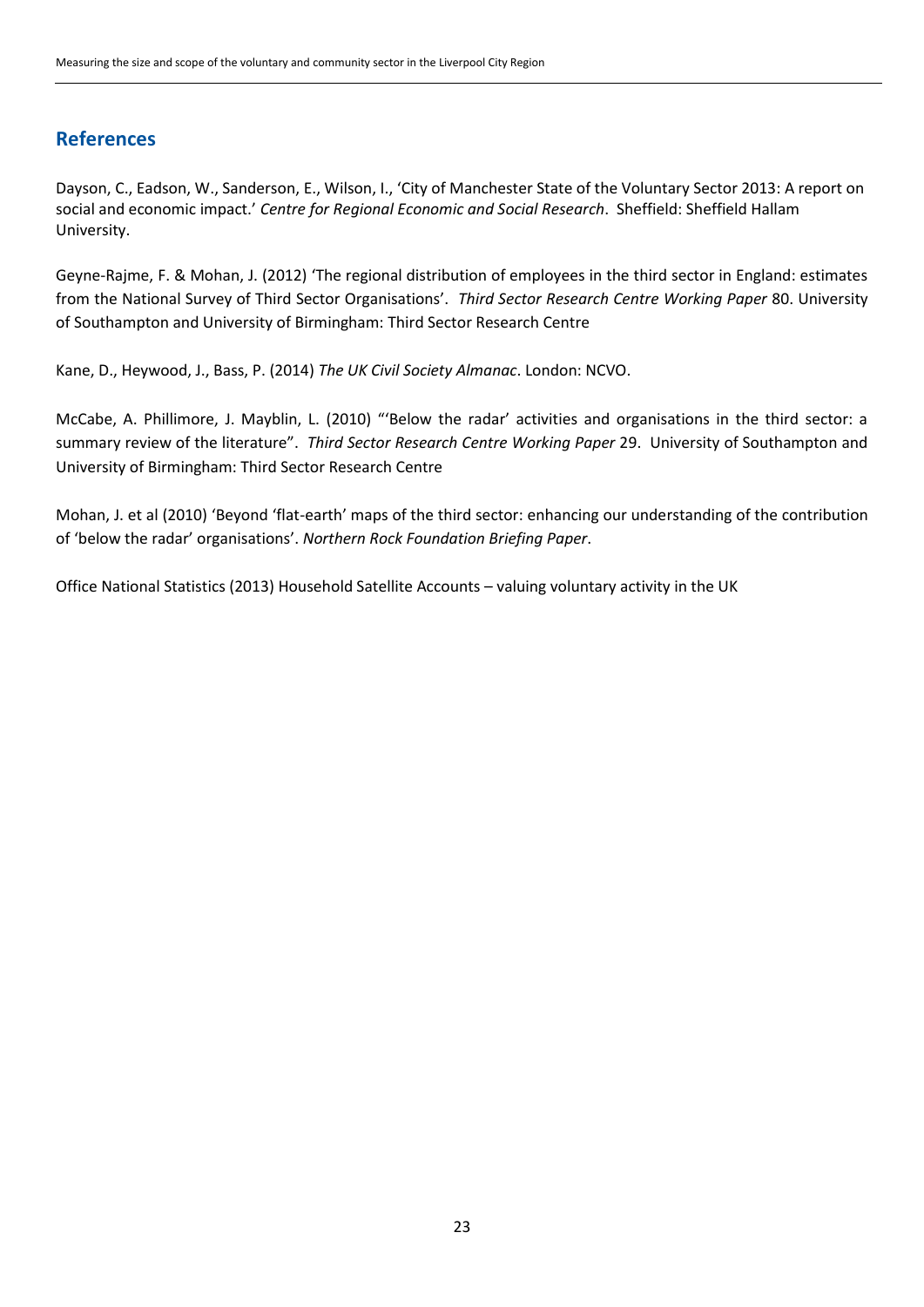## References

Dayson, C., Eadson, W., Sanderson, E., Wilson, I., 'City of Manchester State of the Voluntary Sector 2013: A report on social and economic impact.' *Centre for Regional Economic and Social Research*. Sheffield: Sheffield Hallam University.

Geyne-Rajme, F. & Mohan, J. (2012) 'The regional distribution of employees in the third sector in England: estimates from the National Survey of Third Sector Organisations'. *Third Sector Research Centre Working Paper* 80. University of Southampton and University of Birmingham: Third Sector Research Centre

Kane, D., Heywood, J., Bass, P. (2014) *The UK Civil Society Almanac*. London: NCVO.

McCabe, A. Phillimore, J. Mayblin, L. (2010) "'Below the radar' activities and organisations in the third sector: a summary review of the literature". *Third Sector Research Centre Working Paper* 29. University of Southampton and University of Birmingham: Third Sector Research Centre

Mohan, J. et al (2010) 'Beyond 'flat-earth' maps of the third sector: enhancing our understanding of the contribution of 'below the radar' organisations'. *Northern Rock Foundation Briefing Paper*.

Office National Statistics (2013) Household Satellite Accounts – valuing voluntary activity in the UK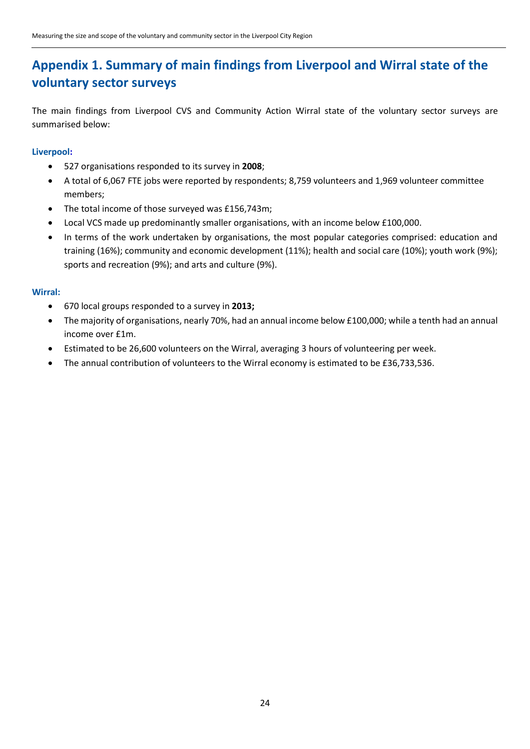# Appendix 1. Summary of main findings from Liverpool and Wirral state of the voluntary sector surveys

The main findings from Liverpool CVS and Community Action Wirral state of the voluntary sector surveys are summarised below:

**Liverpool:**

- 527 organisations responded to its survey in **2008**;
- A total of 6,067 FTE jobs were reported by respondents; 8,759 volunteers and 1,969 volunteer committee members;
- The total income of those surveyed was £156,743m;
- Local VCS made up predominantly smaller organisations, with an income below £100,000.
- In terms of the work undertaken by organisations, the most popular categories comprised: education and training (16%); community and economic development (11%); health and social care (10%); youth work (9%); sports and recreation (9%); and arts and culture (9%).

**Wirral:**

- 670 local groups responded to a survey in **2013;**
- The majority of organisations, nearly 70%, had an annual income below £100,000; while a tenth had an annual income over £1m.
- Estimated to be 26,600 volunteers on the Wirral, averaging 3 hours of volunteering per week.
- The annual contribution of volunteers to the Wirral economy is estimated to be £36,733,536.